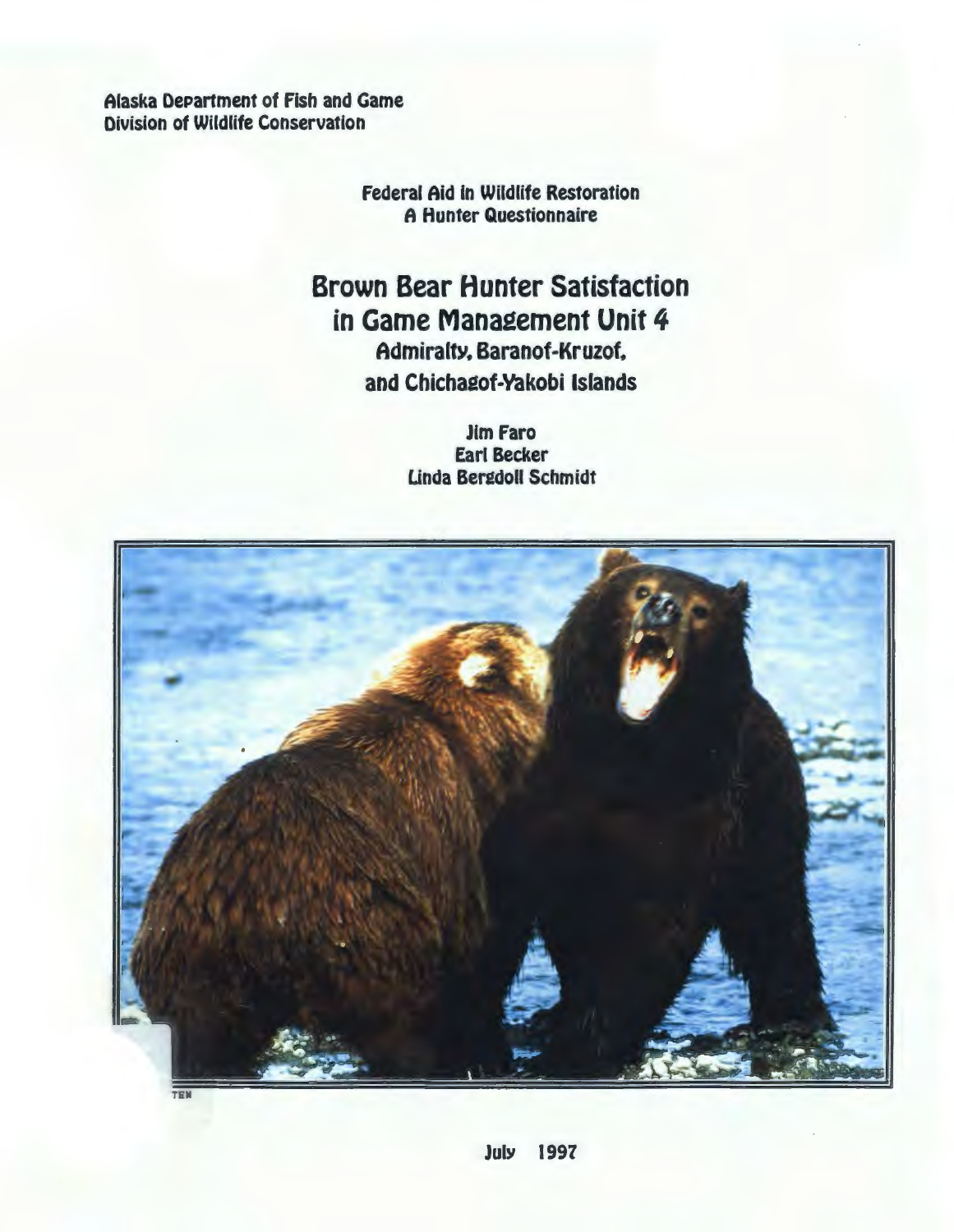Alaska Department of Fish and Game
Division of Wildlife Conservation

Federal Aid in Wildlife Restoration
A Hunter Questionnaire

# Brown Bear Hunter Satisfaction in Game Management Unit 4

## Admiralty, Baranof-Kruzof, and Chichagof-Yakobi Islands

Jim Faro
Earl Becker
Linda Bergdoll Schmidt

July 1997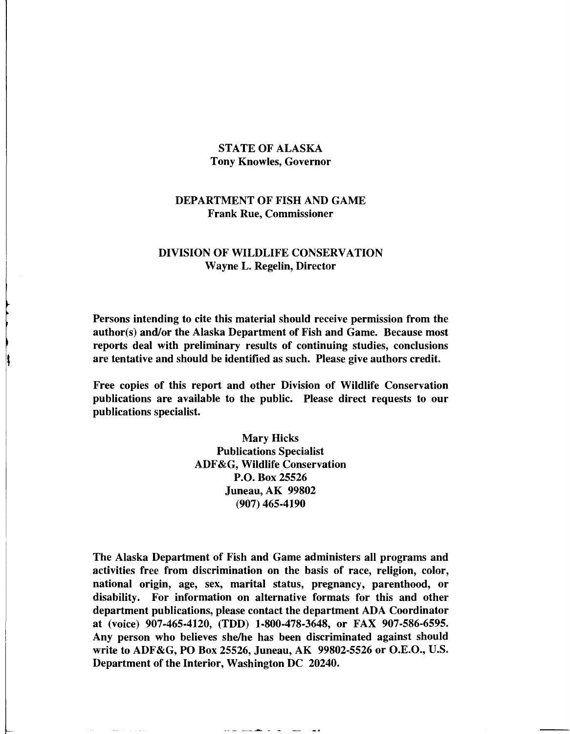**STATE OF ALASKA**
**Tony Knowles, Governor**

**DEPARTMENT OF FISH AND GAME**
**Frank Rue, Commissioner**

**DIVISION OF WILDLIFE CONSERVATION**
**Wayne L. Regelin, Director**

**Persons intending to cite this material should receive permission from the author(s) and/or the Alaska Department of Fish and Game. Because most reports deal with preliminary results of continuing studies, conclusions are tentative and should be identified as such. Please give authors credit.**

**Free copies of this report and other Division of Wildlife Conservation publications are available to the public. Please direct requests to our publications specialist.**

**Mary Hicks**
**Publications Specialist**
**ADF&G, Wildlife Conservation**
**P.O. Box 25526**
**Juneau, AK 99802**
**(907) 465-4190**

**The Alaska Department of Fish and Game administers all programs and activities free from discrimination on the basis of race, religion, color, national origin, age, sex, marital status, pregnancy, parenthood, or disability. For information on alternative formats for this and other department publications, please contact the department ADA Coordinator at (voice) 907-465-4120, (TDD) 1-800-478-3648, or FAX 907-586-6595. Any person who believes she/he has been discriminated against should write to ADF&G, PO Box 25526, Juneau, AK 99802-5526 or O.E.O., U.S. Department of the Interior, Washington DC 20240.**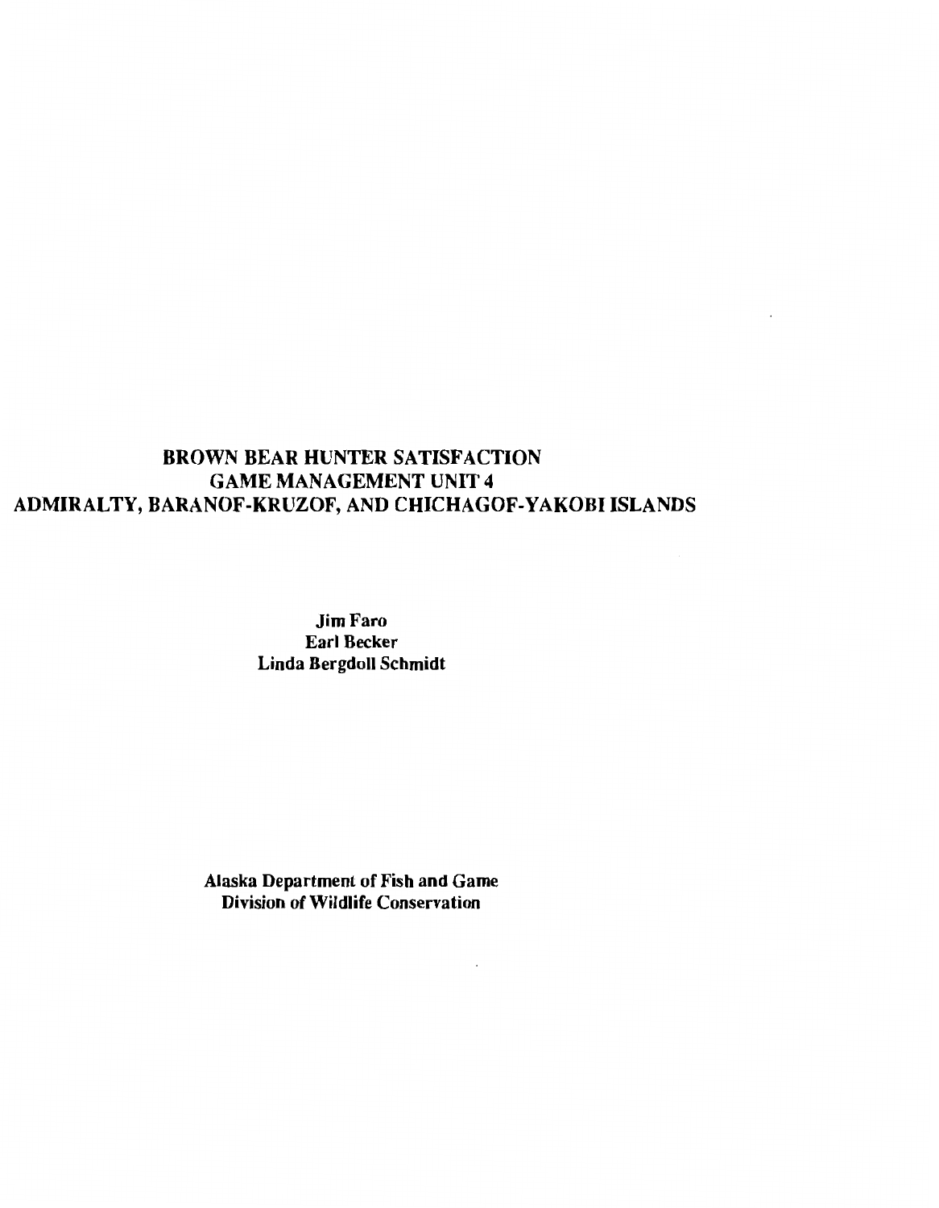# BROWN BEAR HUNTER SATISFACTION
# GAME MANAGEMENT UNIT 4
# ADMIRALTY, BARANOF-KRUZOF, AND CHICHAGOF-YAKOBI ISLANDS

**Jim Faro**
**Earl Becker**
**Linda Bergdoll Schmidt**

**Alaska Department of Fish and Game**
**Division of Wildlife Conservation**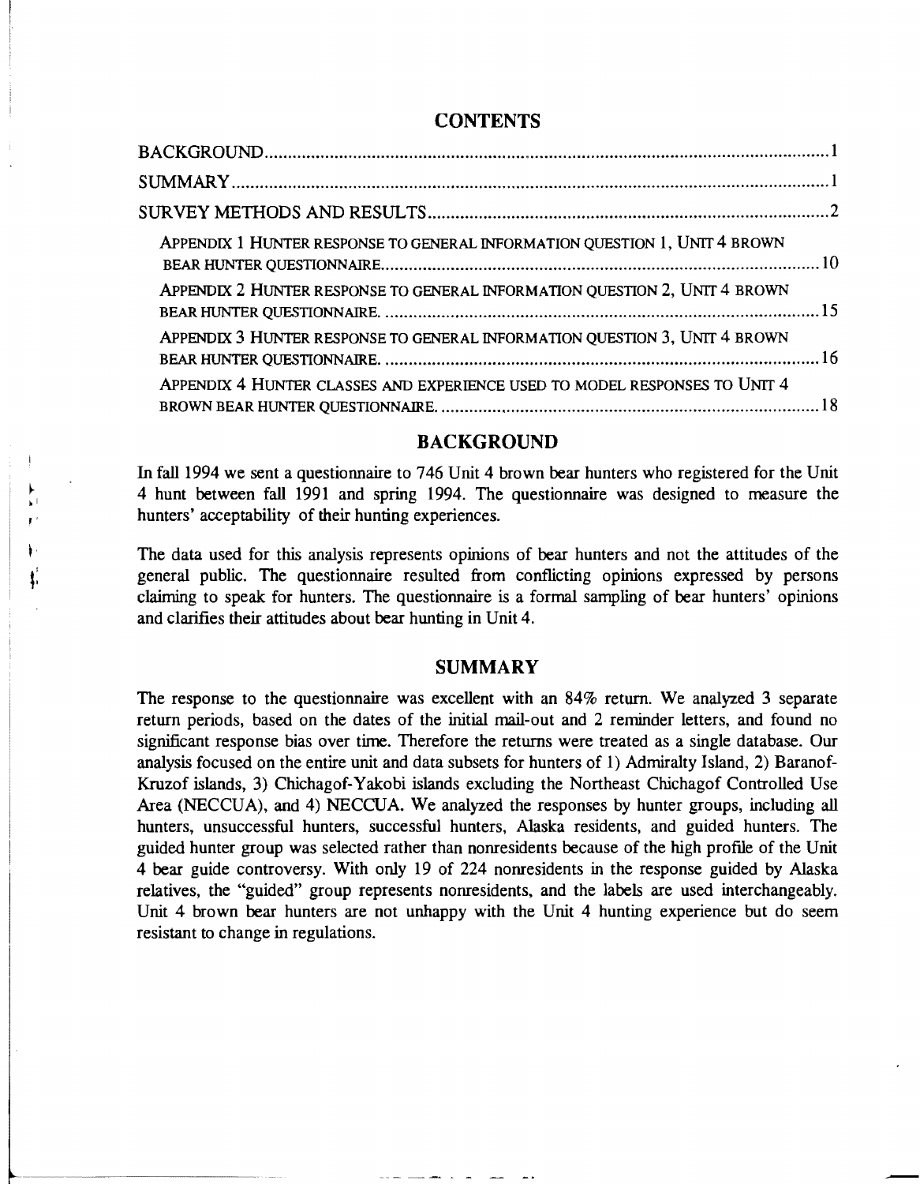## CONTENTS

BACKGROUND ..... 1

SUMMARY ..... 1

SURVEY METHODS AND RESULTS ..... 2

- APPENDIX 1 HUNTER RESPONSE TO GENERAL INFORMATION QUESTION 1, UNIT 4 BROWN BEAR HUNTER QUESTIONNAIRE ..... 10
- APPENDIX 2 HUNTER RESPONSE TO GENERAL INFORMATION QUESTION 2, UNIT 4 BROWN BEAR HUNTER QUESTIONNAIRE. ..... 15
- APPENDIX 3 HUNTER RESPONSE TO GENERAL INFORMATION QUESTION 3, UNIT 4 BROWN BEAR HUNTER QUESTIONNAIRE. ..... 16
- APPENDIX 4 HUNTER CLASSES AND EXPERIENCE USED TO MODEL RESPONSES TO UNIT 4 BROWN BEAR HUNTER QUESTIONNAIRE. ..... 18

## BACKGROUND

In fall 1994 we sent a questionnaire to 746 Unit 4 brown bear hunters who registered for the Unit 4 hunt between fall 1991 and spring 1994. The questionnaire was designed to measure the hunters' acceptability of their hunting experiences.

The data used for this analysis represents opinions of bear hunters and not the attitudes of the general public. The questionnaire resulted from conflicting opinions expressed by persons claiming to speak for hunters. The questionnaire is a formal sampling of bear hunters' opinions and clarifies their attitudes about bear hunting in Unit 4.

## SUMMARY

The response to the questionnaire was excellent with an 84% return. We analyzed 3 separate return periods, based on the dates of the initial mail-out and 2 reminder letters, and found no significant response bias over time. Therefore the returns were treated as a single database. Our analysis focused on the entire unit and data subsets for hunters of 1) Admiralty Island, 2) Baranof-Kruzof islands, 3) Chichagof-Yakobi islands excluding the Northeast Chichagof Controlled Use Area (NECCUA), and 4) NECCUA. We analyzed the responses by hunter groups, including all hunters, unsuccessful hunters, successful hunters, Alaska residents, and guided hunters. The guided hunter group was selected rather than nonresidents because of the high profile of the Unit 4 bear guide controversy. With only 19 of 224 nonresidents in the response guided by Alaska relatives, the "guided" group represents nonresidents, and the labels are used interchangeably. Unit 4 brown bear hunters are not unhappy with the Unit 4 hunting experience but do seem resistant to change in regulations.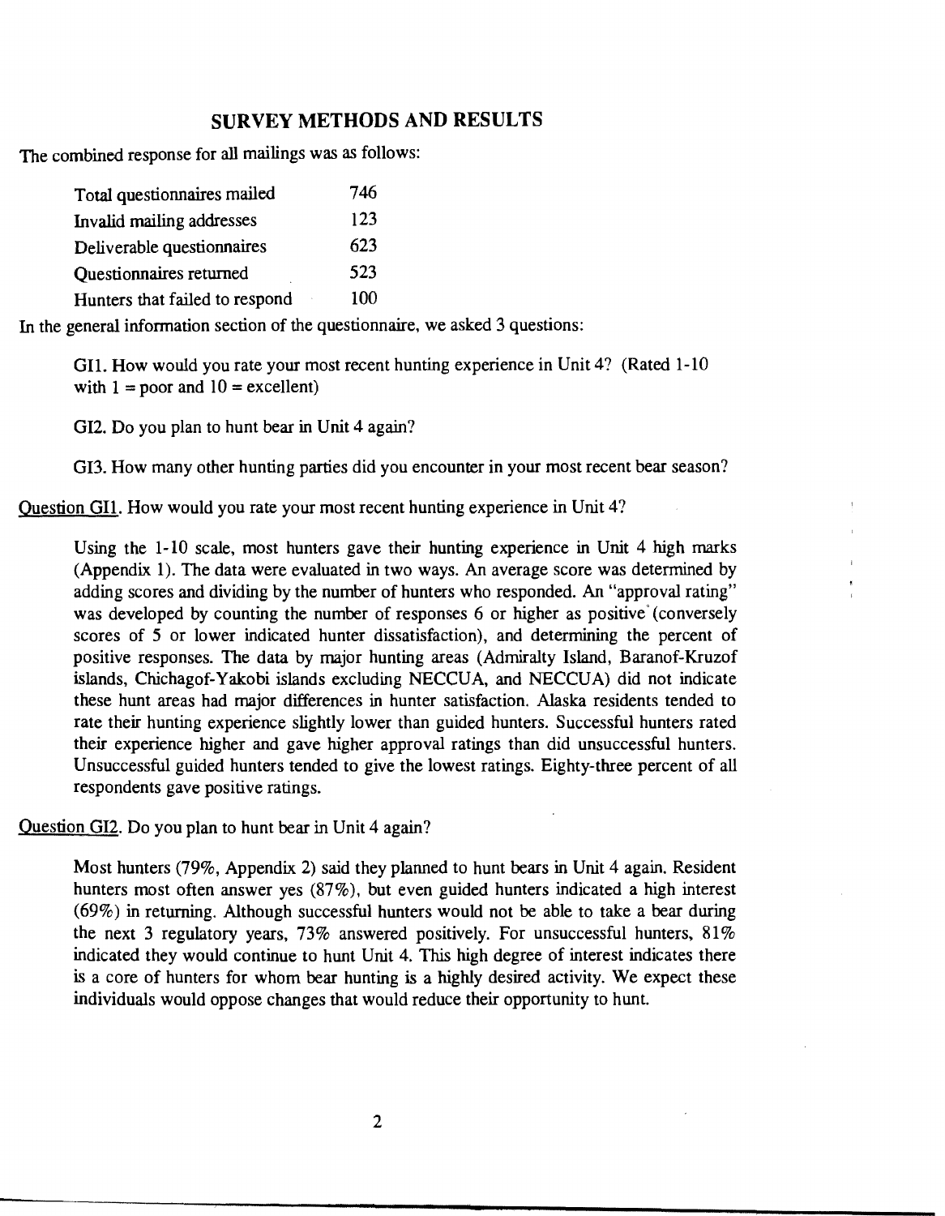## SURVEY METHODS AND RESULTS

The combined response for all mailings was as follows:

| | |
|---|---|
| Total questionnaires mailed | 746 |
| Invalid mailing addresses | 123 |
| Deliverable questionnaires | 623 |
| Questionnaires returned | 523 |
| Hunters that failed to respond | 100 |

In the general information section of the questionnaire, we asked 3 questions:

> GI1. How would you rate your most recent hunting experience in Unit 4? (Rated 1-10 with 1 = poor and 10 = excellent)
>
> GI2. Do you plan to hunt bear in Unit 4 again?
>
> GI3. How many other hunting parties did you encounter in your most recent bear season?

Question GI1. How would you rate your most recent hunting experience in Unit 4?

> Using the 1-10 scale, most hunters gave their hunting experience in Unit 4 high marks (Appendix 1). The data were evaluated in two ways. An average score was determined by adding scores and dividing by the number of hunters who responded. An "approval rating" was developed by counting the number of responses 6 or higher as positive (conversely scores of 5 or lower indicated hunter dissatisfaction), and determining the percent of positive responses. The data by major hunting areas (Admiralty Island, Baranof-Kruzof islands, Chichagof-Yakobi islands excluding NECCUA, and NECCUA) did not indicate these hunt areas had major differences in hunter satisfaction. Alaska residents tended to rate their hunting experience slightly lower than guided hunters. Successful hunters rated their experience higher and gave higher approval ratings than did unsuccessful hunters. Unsuccessful guided hunters tended to give the lowest ratings. Eighty-three percent of all respondents gave positive ratings.

Question GI2. Do you plan to hunt bear in Unit 4 again?

> Most hunters (79%, Appendix 2) said they planned to hunt bears in Unit 4 again. Resident hunters most often answer yes (87%), but even guided hunters indicated a high interest (69%) in returning. Although successful hunters would not be able to take a bear during the next 3 regulatory years, 73% answered positively. For unsuccessful hunters, 81% indicated they would continue to hunt Unit 4. This high degree of interest indicates there is a core of hunters for whom bear hunting is a highly desired activity. We expect these individuals would oppose changes that would reduce their opportunity to hunt.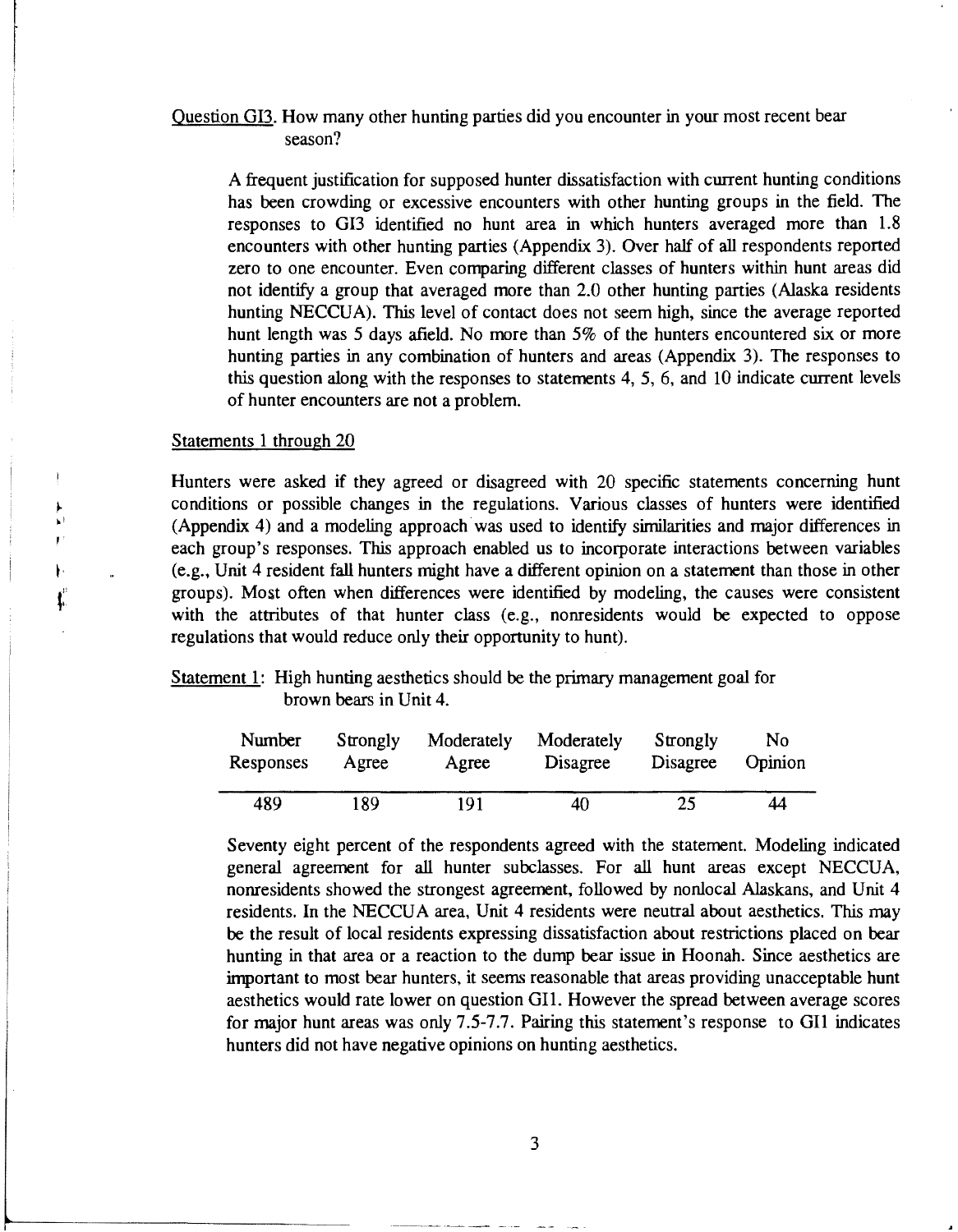Question GI3. How many other hunting parties did you encounter in your most recent bear season?

A frequent justification for supposed hunter dissatisfaction with current hunting conditions has been crowding or excessive encounters with other hunting groups in the field. The responses to GI3 identified no hunt area in which hunters averaged more than 1.8 encounters with other hunting parties (Appendix 3). Over half of all respondents reported zero to one encounter. Even comparing different classes of hunters within hunt areas did not identify a group that averaged more than 2.0 other hunting parties (Alaska residents hunting NECCUA). This level of contact does not seem high, since the average reported hunt length was 5 days afield. No more than 5% of the hunters encountered six or more hunting parties in any combination of hunters and areas (Appendix 3). The responses to this question along with the responses to statements 4, 5, 6, and 10 indicate current levels of hunter encounters are not a problem.

Statements 1 through 20

Hunters were asked if they agreed or disagreed with 20 specific statements concerning hunt conditions or possible changes in the regulations. Various classes of hunters were identified (Appendix 4) and a modeling approach was used to identify similarities and major differences in each group's responses. This approach enabled us to incorporate interactions between variables (e.g., Unit 4 resident fall hunters might have a different opinion on a statement than those in other groups). Most often when differences were identified by modeling, the causes were consistent with the attributes of that hunter class (e.g., nonresidents would be expected to oppose regulations that would reduce only their opportunity to hunt).

Statement 1: High hunting aesthetics should be the primary management goal for brown bears in Unit 4.

| Number Responses | Strongly Agree | Moderately Agree | Moderately Disagree | Strongly Disagree | No Opinion |
|---|---|---|---|---|---|
| 489 | 189 | 191 | 40 | 25 | 44 |

Seventy eight percent of the respondents agreed with the statement. Modeling indicated general agreement for all hunter subclasses. For all hunt areas except NECCUA, nonresidents showed the strongest agreement, followed by nonlocal Alaskans, and Unit 4 residents. In the NECCUA area, Unit 4 residents were neutral about aesthetics. This may be the result of local residents expressing dissatisfaction about restrictions placed on bear hunting in that area or a reaction to the dump bear issue in Hoonah. Since aesthetics are important to most bear hunters, it seems reasonable that areas providing unacceptable hunt aesthetics would rate lower on question GI1. However the spread between average scores for major hunt areas was only 7.5-7.7. Pairing this statement's response to GI1 indicates hunters did not have negative opinions on hunting aesthetics.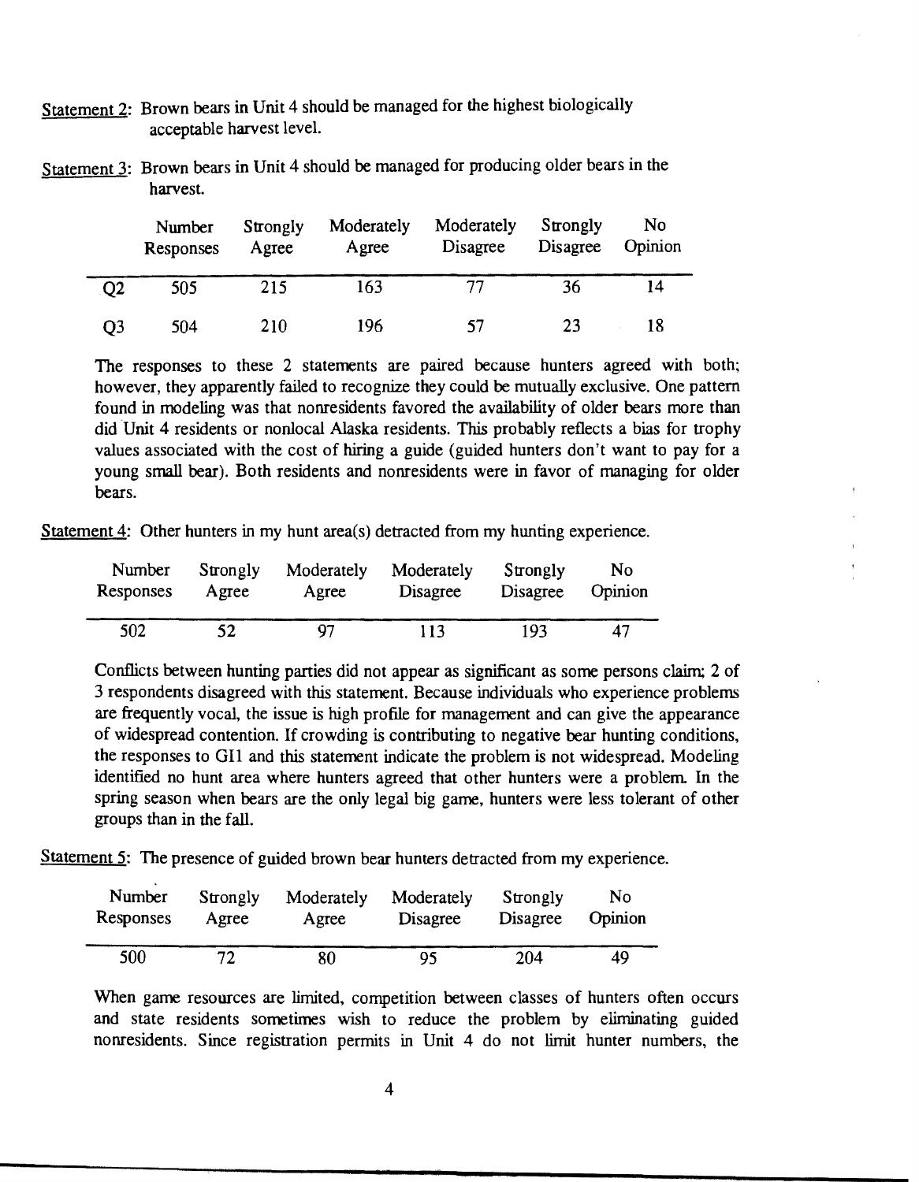Statement 2: Brown bears in Unit 4 should be managed for the highest biologically acceptable harvest level.

Statement 3: Brown bears in Unit 4 should be managed for producing older bears in the harvest.

| | Number Responses | Strongly Agree | Moderately Agree | Moderately Disagree | Strongly Disagree | No Opinion |
|---|---|---|---|---|---|---|
| Q2 | 505 | 215 | 163 | 77 | 36 | 14 |
| Q3 | 504 | 210 | 196 | 57 | 23 | 18 |

The responses to these 2 statements are paired because hunters agreed with both; however, they apparently failed to recognize they could be mutually exclusive. One pattern found in modeling was that nonresidents favored the availability of older bears more than did Unit 4 residents or nonlocal Alaska residents. This probably reflects a bias for trophy values associated with the cost of hiring a guide (guided hunters don't want to pay for a young small bear). Both residents and nonresidents were in favor of managing for older bears.

Statement 4: Other hunters in my hunt area(s) detracted from my hunting experience.

| Number Responses | Strongly Agree | Moderately Agree | Moderately Disagree | Strongly Disagree | No Opinion |
|---|---|---|---|---|---|
| 502 | 52 | 97 | 113 | 193 | 47 |

Conflicts between hunting parties did not appear as significant as some persons claim; 2 of 3 respondents disagreed with this statement. Because individuals who experience problems are frequently vocal, the issue is high profile for management and can give the appearance of widespread contention. If crowding is contributing to negative bear hunting conditions, the responses to GI1 and this statement indicate the problem is not widespread. Modeling identified no hunt area where hunters agreed that other hunters were a problem. In the spring season when bears are the only legal big game, hunters were less tolerant of other groups than in the fall.

Statement 5: The presence of guided brown bear hunters detracted from my experience.

| Number Responses | Strongly Agree | Moderately Agree | Moderately Disagree | Strongly Disagree | No Opinion |
|---|---|---|---|---|---|
| 500 | 72 | 80 | 95 | 204 | 49 |

When game resources are limited, competition between classes of hunters often occurs and state residents sometimes wish to reduce the problem by eliminating guided nonresidents. Since registration permits in Unit 4 do not limit hunter numbers, the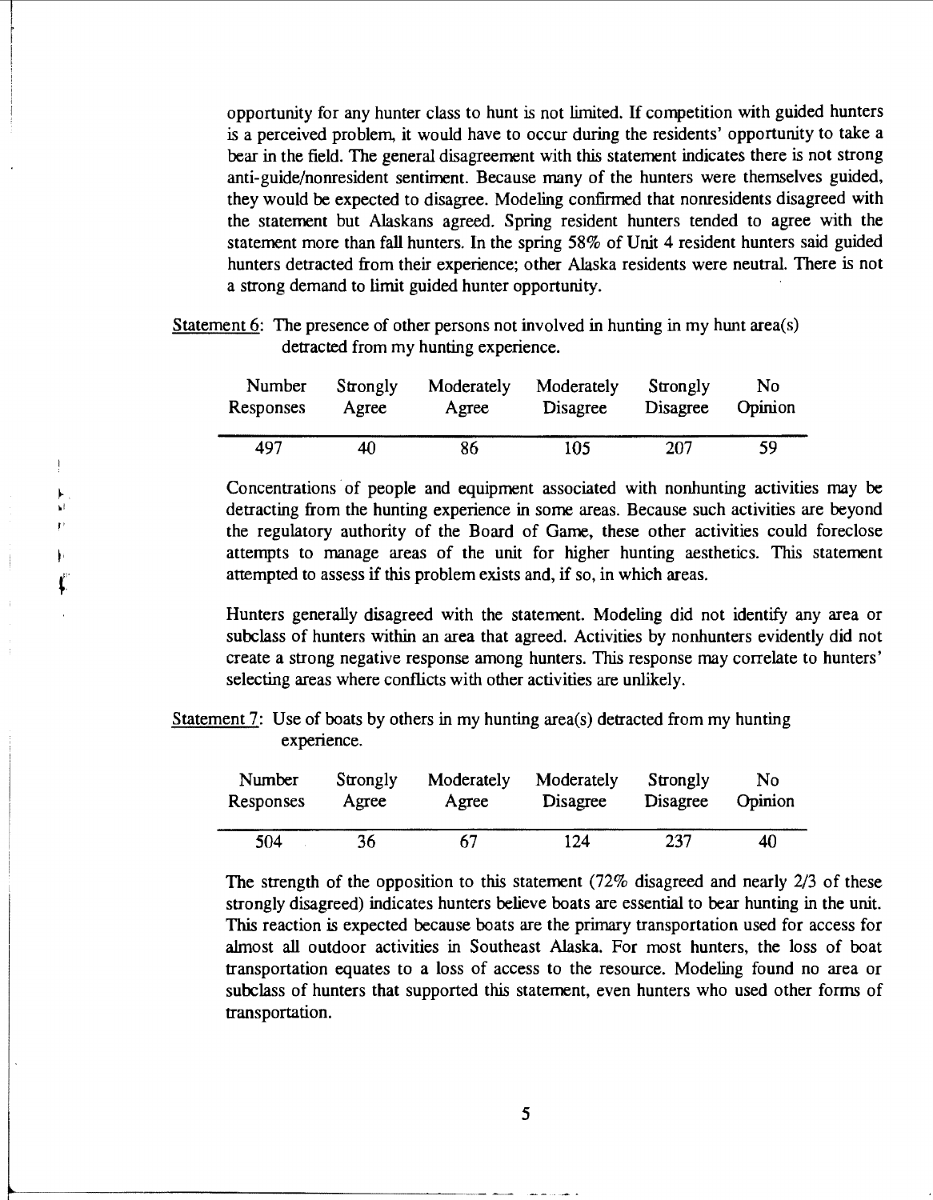opportunity for any hunter class to hunt is not limited. If competition with guided hunters is a perceived problem, it would have to occur during the residents' opportunity to take a bear in the field. The general disagreement with this statement indicates there is not strong anti-guide/nonresident sentiment. Because many of the hunters were themselves guided, they would be expected to disagree. Modeling confirmed that nonresidents disagreed with the statement but Alaskans agreed. Spring resident hunters tended to agree with the statement more than fall hunters. In the spring 58% of Unit 4 resident hunters said guided hunters detracted from their experience; other Alaska residents were neutral. There is not a strong demand to limit guided hunter opportunity.

Statement 6: The presence of other persons not involved in hunting in my hunt area(s) detracted from my hunting experience.

| Number Responses | Strongly Agree | Moderately Agree | Moderately Disagree | Strongly Disagree | No Opinion |
|---|---|---|---|---|---|
| 497 | 40 | 86 | 105 | 207 | 59 |

Concentrations of people and equipment associated with nonhunting activities may be detracting from the hunting experience in some areas. Because such activities are beyond the regulatory authority of the Board of Game, these other activities could foreclose attempts to manage areas of the unit for higher hunting aesthetics. This statement attempted to assess if this problem exists and, if so, in which areas.

Hunters generally disagreed with the statement. Modeling did not identify any area or subclass of hunters within an area that agreed. Activities by nonhunters evidently did not create a strong negative response among hunters. This response may correlate to hunters' selecting areas where conflicts with other activities are unlikely.

Statement 7: Use of boats by others in my hunting area(s) detracted from my hunting experience.

| Number Responses | Strongly Agree | Moderately Agree | Moderately Disagree | Strongly Disagree | No Opinion |
|---|---|---|---|---|---|
| 504 | 36 | 67 | 124 | 237 | 40 |

The strength of the opposition to this statement (72% disagreed and nearly 2/3 of these strongly disagreed) indicates hunters believe boats are essential to bear hunting in the unit. This reaction is expected because boats are the primary transportation used for access for almost all outdoor activities in Southeast Alaska. For most hunters, the loss of boat transportation equates to a loss of access to the resource. Modeling found no area or subclass of hunters that supported this statement, even hunters who used other forms of transportation.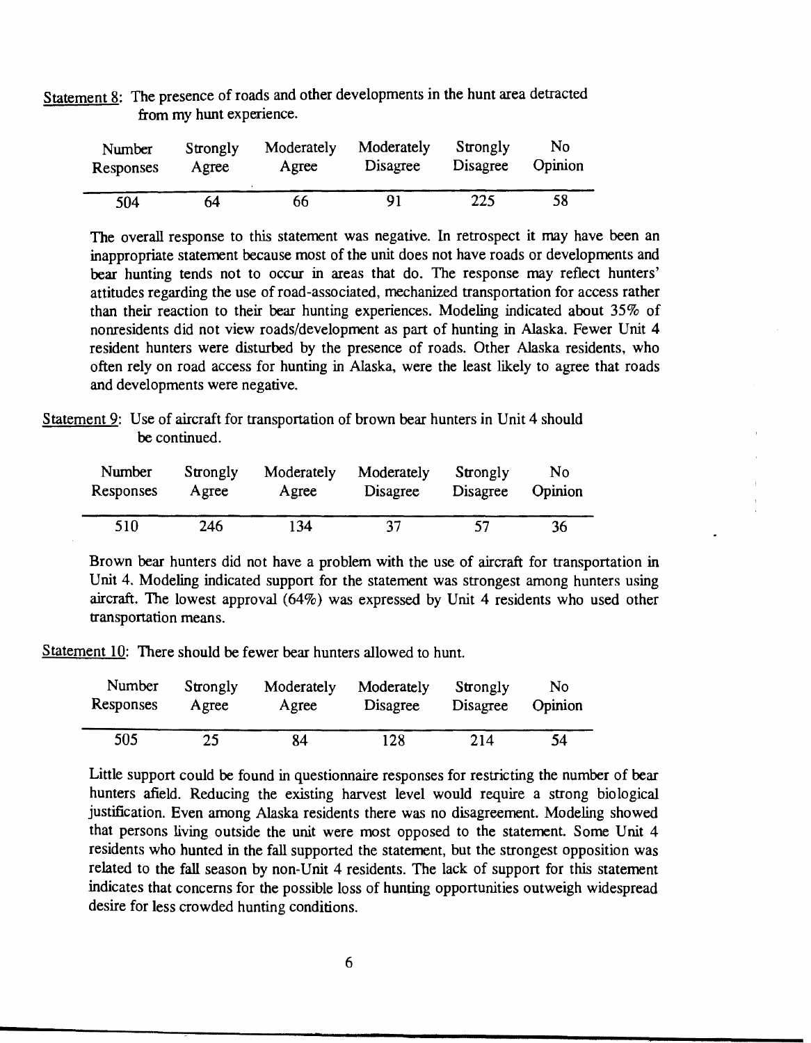<u>Statement 8</u>: The presence of roads and other developments in the hunt area detracted from my hunt experience.

| Number Responses | Strongly Agree | Moderately Agree | Moderately Disagree | Strongly Disagree | No Opinion |
|---|---|---|---|---|---|
| 504 | 64 | 66 | 91 | 225 | 58 |

The overall response to this statement was negative. In retrospect it may have been an inappropriate statement because most of the unit does not have roads or developments and bear hunting tends not to occur in areas that do. The response may reflect hunters' attitudes regarding the use of road-associated, mechanized transportation for access rather than their reaction to their bear hunting experiences. Modeling indicated about 35% of nonresidents did not view roads/development as part of hunting in Alaska. Fewer Unit 4 resident hunters were disturbed by the presence of roads. Other Alaska residents, who often rely on road access for hunting in Alaska, were the least likely to agree that roads and developments were negative.

<u>Statement 9</u>: Use of aircraft for transportation of brown bear hunters in Unit 4 should be continued.

| Number Responses | Strongly Agree | Moderately Agree | Moderately Disagree | Strongly Disagree | No Opinion |
|---|---|---|---|---|---|
| 510 | 246 | 134 | 37 | 57 | 36 |

Brown bear hunters did not have a problem with the use of aircraft for transportation in Unit 4. Modeling indicated support for the statement was strongest among hunters using aircraft. The lowest approval (64%) was expressed by Unit 4 residents who used other transportation means.

<u>Statement 10</u>: There should be fewer bear hunters allowed to hunt.

| Number Responses | Strongly Agree | Moderately Agree | Moderately Disagree | Strongly Disagree | No Opinion |
|---|---|---|---|---|---|
| 505 | 25 | 84 | 128 | 214 | 54 |

Little support could be found in questionnaire responses for restricting the number of bear hunters afield. Reducing the existing harvest level would require a strong biological justification. Even among Alaska residents there was no disagreement. Modeling showed that persons living outside the unit were most opposed to the statement. Some Unit 4 residents who hunted in the fall supported the statement, but the strongest opposition was related to the fall season by non-Unit 4 residents. The lack of support for this statement indicates that concerns for the possible loss of hunting opportunities outweigh widespread desire for less crowded hunting conditions.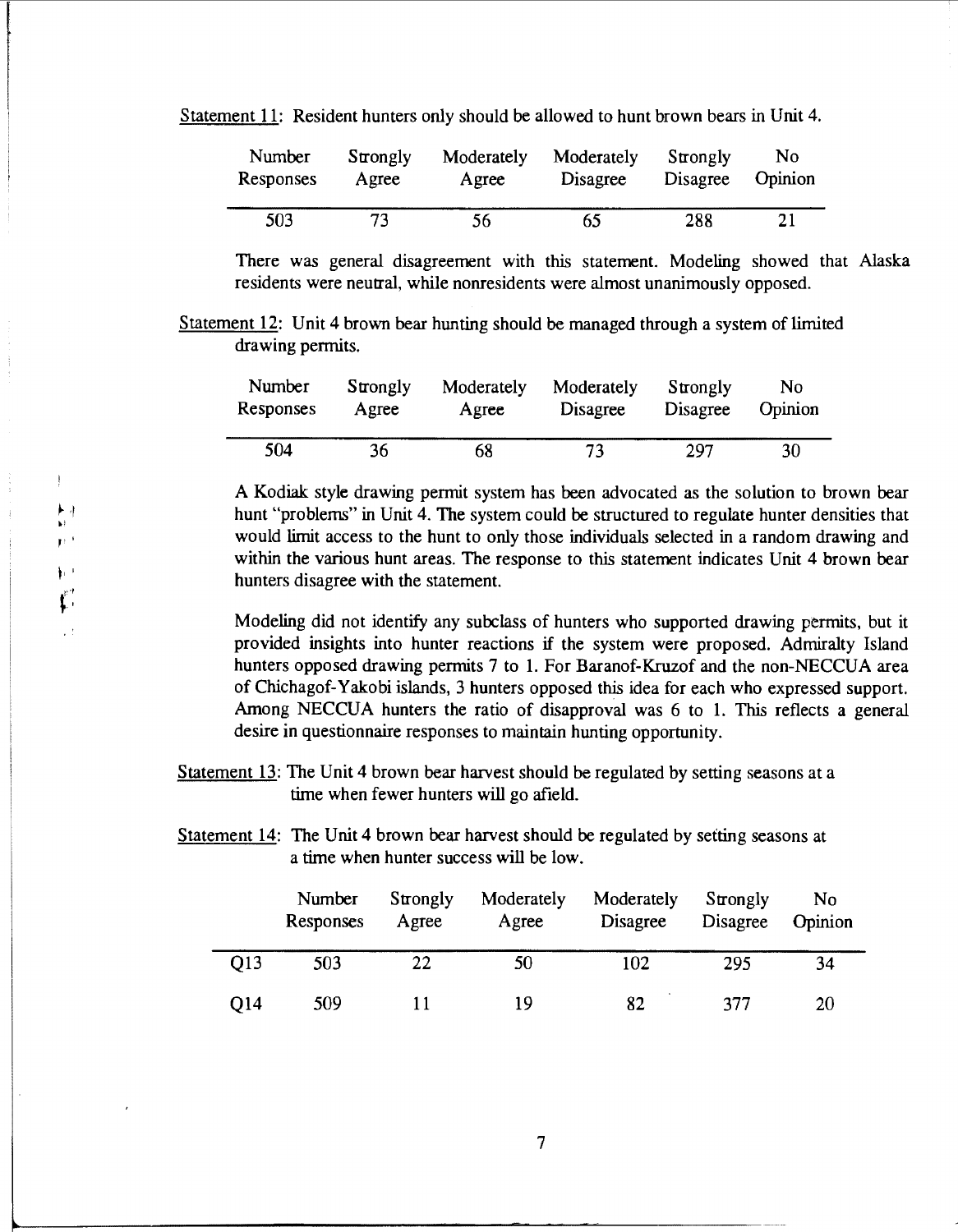Statement 11: Resident hunters only should be allowed to hunt brown bears in Unit 4.

| Number Responses | Strongly Agree | Moderately Agree | Moderately Disagree | Strongly Disagree | No Opinion |
|---|---|---|---|---|---|
| 503 | 73 | 56 | 65 | 288 | 21 |

There was general disagreement with this statement. Modeling showed that Alaska residents were neutral, while nonresidents were almost unanimously opposed.

Statement 12: Unit 4 brown bear hunting should be managed through a system of limited drawing permits.

| Number Responses | Strongly Agree | Moderately Agree | Moderately Disagree | Strongly Disagree | No Opinion |
|---|---|---|---|---|---|
| 504 | 36 | 68 | 73 | 297 | 30 |

A Kodiak style drawing permit system has been advocated as the solution to brown bear hunt "problems" in Unit 4. The system could be structured to regulate hunter densities that would limit access to the hunt to only those individuals selected in a random drawing and within the various hunt areas. The response to this statement indicates Unit 4 brown bear hunters disagree with the statement.

Modeling did not identify any subclass of hunters who supported drawing permits, but it provided insights into hunter reactions if the system were proposed. Admiralty Island hunters opposed drawing permits 7 to 1. For Baranof-Kruzof and the non-NECCUA area of Chichagof-Yakobi islands, 3 hunters opposed this idea for each who expressed support. Among NECCUA hunters the ratio of disapproval was 6 to 1. This reflects a general desire in questionnaire responses to maintain hunting opportunity.

Statement 13: The Unit 4 brown bear harvest should be regulated by setting seasons at a time when fewer hunters will go afield.

Statement 14: The Unit 4 brown bear harvest should be regulated by setting seasons at a time when hunter success will be low.

| | Number Responses | Strongly Agree | Moderately Agree | Moderately Disagree | Strongly Disagree | No Opinion |
|---|---|---|---|---|---|---|
| Q13 | 503 | 22 | 50 | 102 | 295 | 34 |
| Q14 | 509 | 11 | 19 | 82 | 377 | 20 |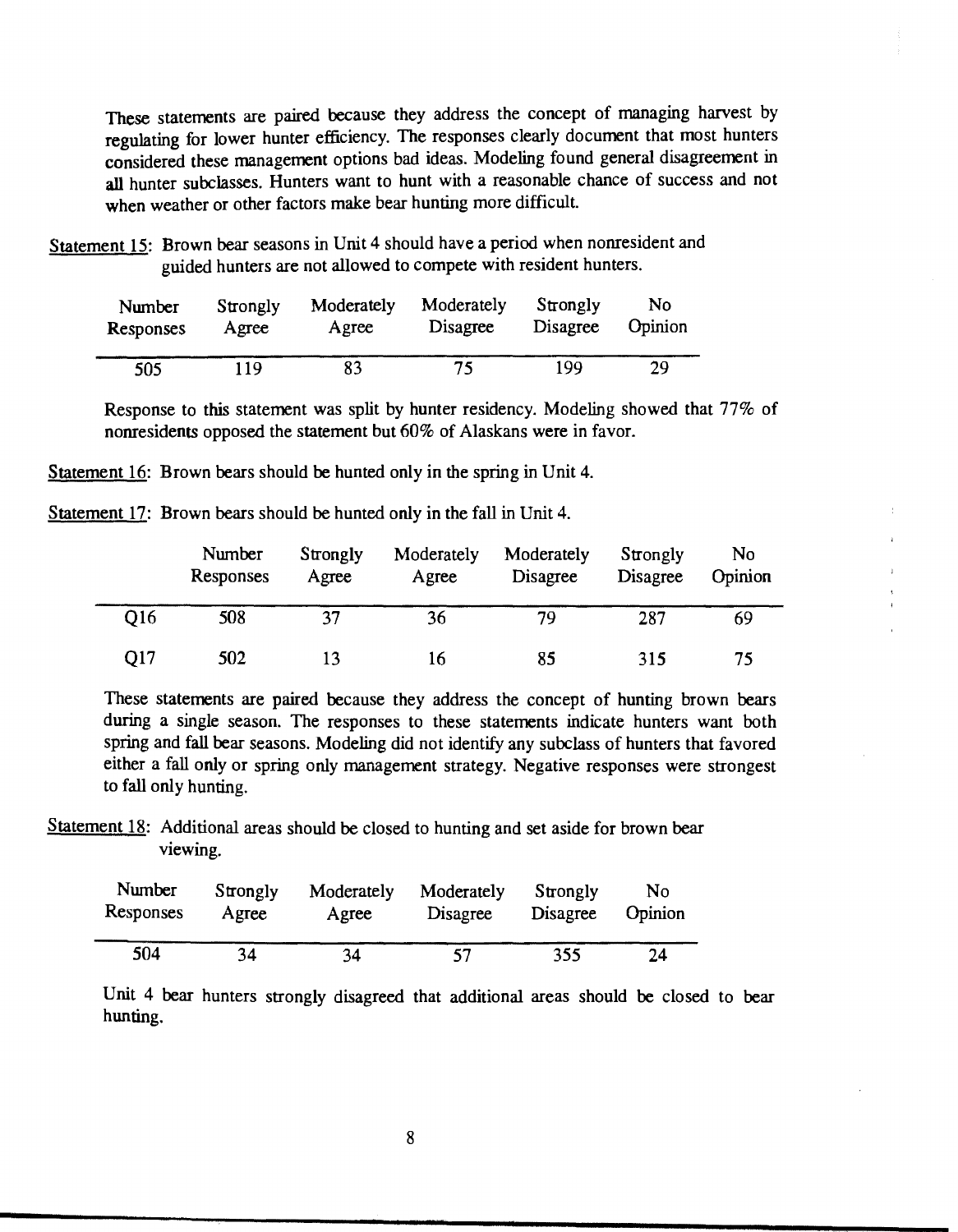These statements are paired because they address the concept of managing harvest by regulating for lower hunter efficiency. The responses clearly document that most hunters considered these management options bad ideas. Modeling found general disagreement in all hunter subclasses. Hunters want to hunt with a reasonable chance of success and not when weather or other factors make bear hunting more difficult.

<u>Statement 15</u>: Brown bear seasons in Unit 4 should have a period when nonresident and guided hunters are not allowed to compete with resident hunters.

| Number Responses | Strongly Agree | Moderately Agree | Moderately Disagree | Strongly Disagree | No Opinion |
|---|---|---|---|---|---|
| 505 | 119 | 83 | 75 | 199 | 29 |

Response to this statement was split by hunter residency. Modeling showed that 77% of nonresidents opposed the statement but 60% of Alaskans were in favor.

<u>Statement 16</u>: Brown bears should be hunted only in the spring in Unit 4.

<u>Statement 17</u>: Brown bears should be hunted only in the fall in Unit 4.

| | Number Responses | Strongly Agree | Moderately Agree | Moderately Disagree | Strongly Disagree | No Opinion |
|---|---|---|---|---|---|---|
| Q16 | 508 | 37 | 36 | 79 | 287 | 69 |
| Q17 | 502 | 13 | 16 | 85 | 315 | 75 |

These statements are paired because they address the concept of hunting brown bears during a single season. The responses to these statements indicate hunters want both spring and fall bear seasons. Modeling did not identify any subclass of hunters that favored either a fall only or spring only management strategy. Negative responses were strongest to fall only hunting.

<u>Statement 18</u>: Additional areas should be closed to hunting and set aside for brown bear viewing.

| Number Responses | Strongly Agree | Moderately Agree | Moderately Disagree | Strongly Disagree | No Opinion |
|---|---|---|---|---|---|
| 504 | 34 | 34 | 57 | 355 | 24 |

Unit 4 bear hunters strongly disagreed that additional areas should be closed to bear hunting.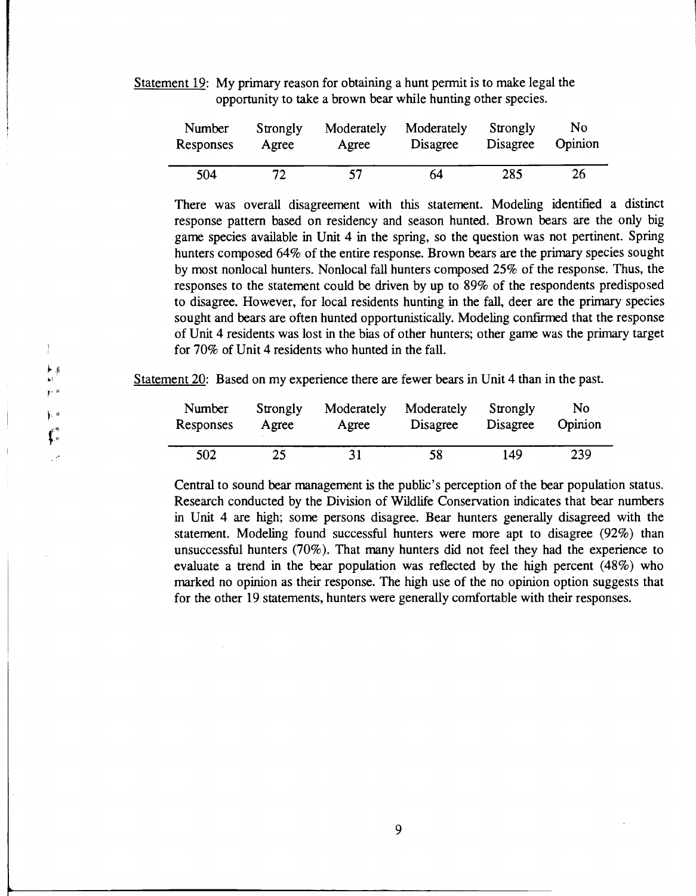Statement 19: My primary reason for obtaining a hunt permit is to make legal the opportunity to take a brown bear while hunting other species.

| Number Responses | Strongly Agree | Moderately Agree | Moderately Disagree | Strongly Disagree | No Opinion |
|---|---|---|---|---|---|
| 504 | 72 | 57 | 64 | 285 | 26 |

There was overall disagreement with this statement. Modeling identified a distinct response pattern based on residency and season hunted. Brown bears are the only big game species available in Unit 4 in the spring, so the question was not pertinent. Spring hunters composed 64% of the entire response. Brown bears are the primary species sought by most nonlocal hunters. Nonlocal fall hunters composed 25% of the response. Thus, the responses to the statement could be driven by up to 89% of the respondents predisposed to disagree. However, for local residents hunting in the fall, deer are the primary species sought and bears are often hunted opportunistically. Modeling confirmed that the response of Unit 4 residents was lost in the bias of other hunters; other game was the primary target for 70% of Unit 4 residents who hunted in the fall.

Statement 20: Based on my experience there are fewer bears in Unit 4 than in the past.

| Number Responses | Strongly Agree | Moderately Agree | Moderately Disagree | Strongly Disagree | No Opinion |
|---|---|---|---|---|---|
| 502 | 25 | 31 | 58 | 149 | 239 |

Central to sound bear management is the public's perception of the bear population status. Research conducted by the Division of Wildlife Conservation indicates that bear numbers in Unit 4 are high; some persons disagree. Bear hunters generally disagreed with the statement. Modeling found successful hunters were more apt to disagree (92%) than unsuccessful hunters (70%). That many hunters did not feel they had the experience to evaluate a trend in the bear population was reflected by the high percent (48%) who marked no opinion as their response. The high use of the no opinion option suggests that for the other 19 statements, hunters were generally comfortable with their responses.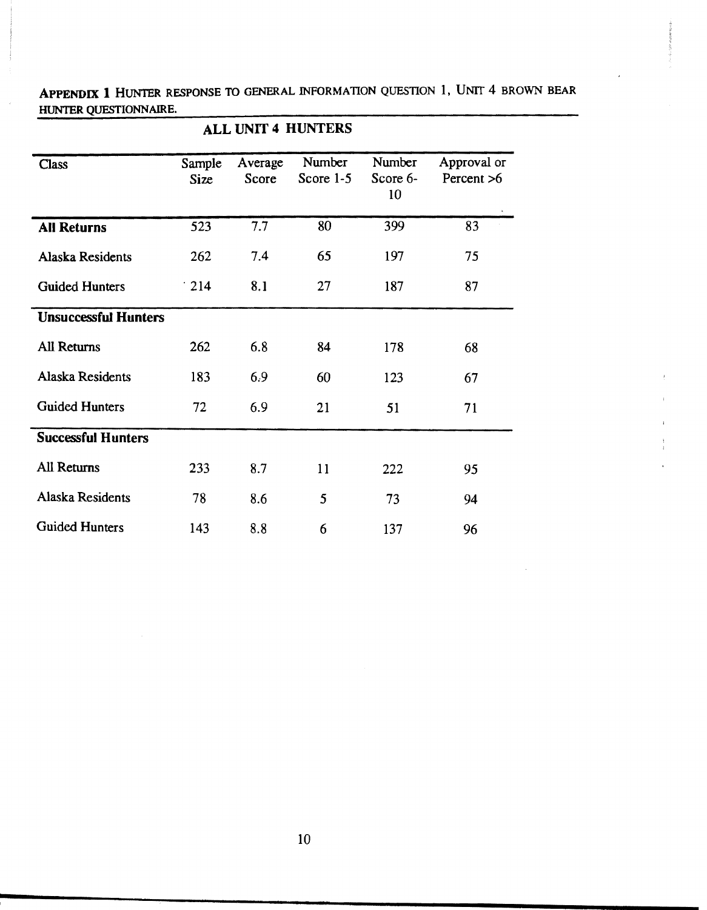**APPENDIX 1** HUNTER RESPONSE TO GENERAL INFORMATION QUESTION 1, UNIT 4 BROWN BEAR HUNTER QUESTIONNAIRE.

## ALL UNIT 4 HUNTERS

| Class | Sample Size | Average Score | Number Score 1-5 | Number Score 6-10 | Approval or Percent >6 |
|---|---|---|---|---|---|
| **All Returns** | 523 | 7.7 | 80 | 399 | 83 |
| Alaska Residents | 262 | 7.4 | 65 | 197 | 75 |
| Guided Hunters | 214 | 8.1 | 27 | 187 | 87 |
| **Unsuccessful Hunters** | | | | | |
| All Returns | 262 | 6.8 | 84 | 178 | 68 |
| Alaska Residents | 183 | 6.9 | 60 | 123 | 67 |
| Guided Hunters | 72 | 6.9 | 21 | 51 | 71 |
| **Successful Hunters** | | | | | |
| All Returns | 233 | 8.7 | 11 | 222 | 95 |
| Alaska Residents | 78 | 8.6 | 5 | 73 | 94 |
| Guided Hunters | 143 | 8.8 | 6 | 137 | 96 |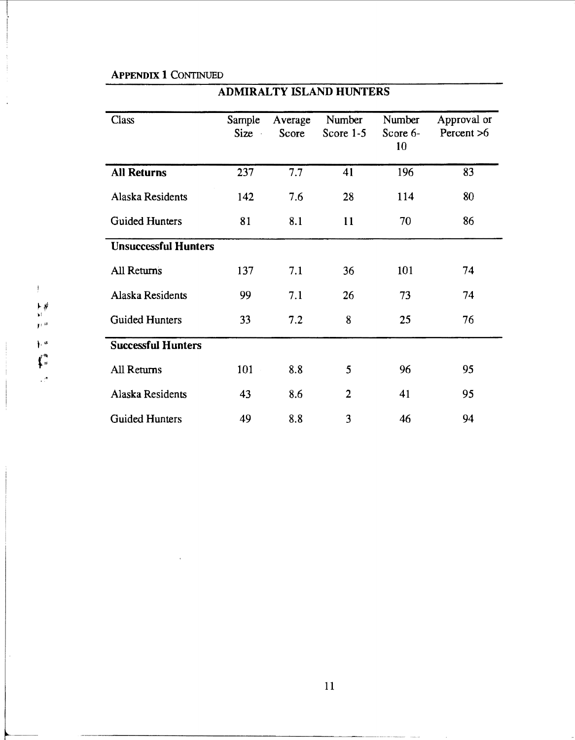**APPENDIX 1 CONTINUED**

| ADMIRALTY ISLAND HUNTERS | | | | | |
|---|---|---|---|---|---|
| Class | Sample Size | Average Score | Number Score 1-5 | Number Score 6-10 | Approval or Percent >6 |
| **All Returns** | 237 | 7.7 | 41 | 196 | 83 |
| Alaska Residents | 142 | 7.6 | 28 | 114 | 80 |
| Guided Hunters | 81 | 8.1 | 11 | 70 | 86 |
| **Unsuccessful Hunters** | | | | | |
| All Returns | 137 | 7.1 | 36 | 101 | 74 |
| Alaska Residents | 99 | 7.1 | 26 | 73 | 74 |
| Guided Hunters | 33 | 7.2 | 8 | 25 | 76 |
| **Successful Hunters** | | | | | |
| All Returns | 101 | 8.8 | 5 | 96 | 95 |
| Alaska Residents | 43 | 8.6 | 2 | 41 | 95 |
| Guided Hunters | 49 | 8.8 | 3 | 46 | 94 |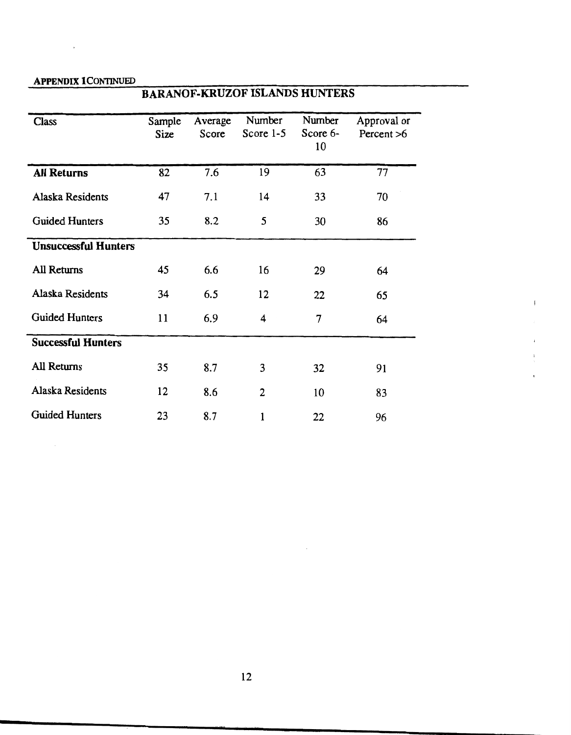**APPENDIX 1 CONTINUED**

## BARANOF-KRUZOF ISLANDS HUNTERS

| Class | Sample Size | Average Score | Number Score 1-5 | Number Score 6-10 | Approval or Percent >6 |
|---|---|---|---|---|---|
| **All Returns** | 82 | 7.6 | 19 | 63 | 77 |
| Alaska Residents | 47 | 7.1 | 14 | 33 | 70 |
| Guided Hunters | 35 | 8.2 | 5 | 30 | 86 |
| **Unsuccessful Hunters** | | | | | |
| All Returns | 45 | 6.6 | 16 | 29 | 64 |
| Alaska Residents | 34 | 6.5 | 12 | 22 | 65 |
| Guided Hunters | 11 | 6.9 | 4 | 7 | 64 |
| **Successful Hunters** | | | | | |
| All Returns | 35 | 8.7 | 3 | 32 | 91 |
| Alaska Residents | 12 | 8.6 | 2 | 10 | 83 |
| Guided Hunters | 23 | 8.7 | 1 | 22 | 96 |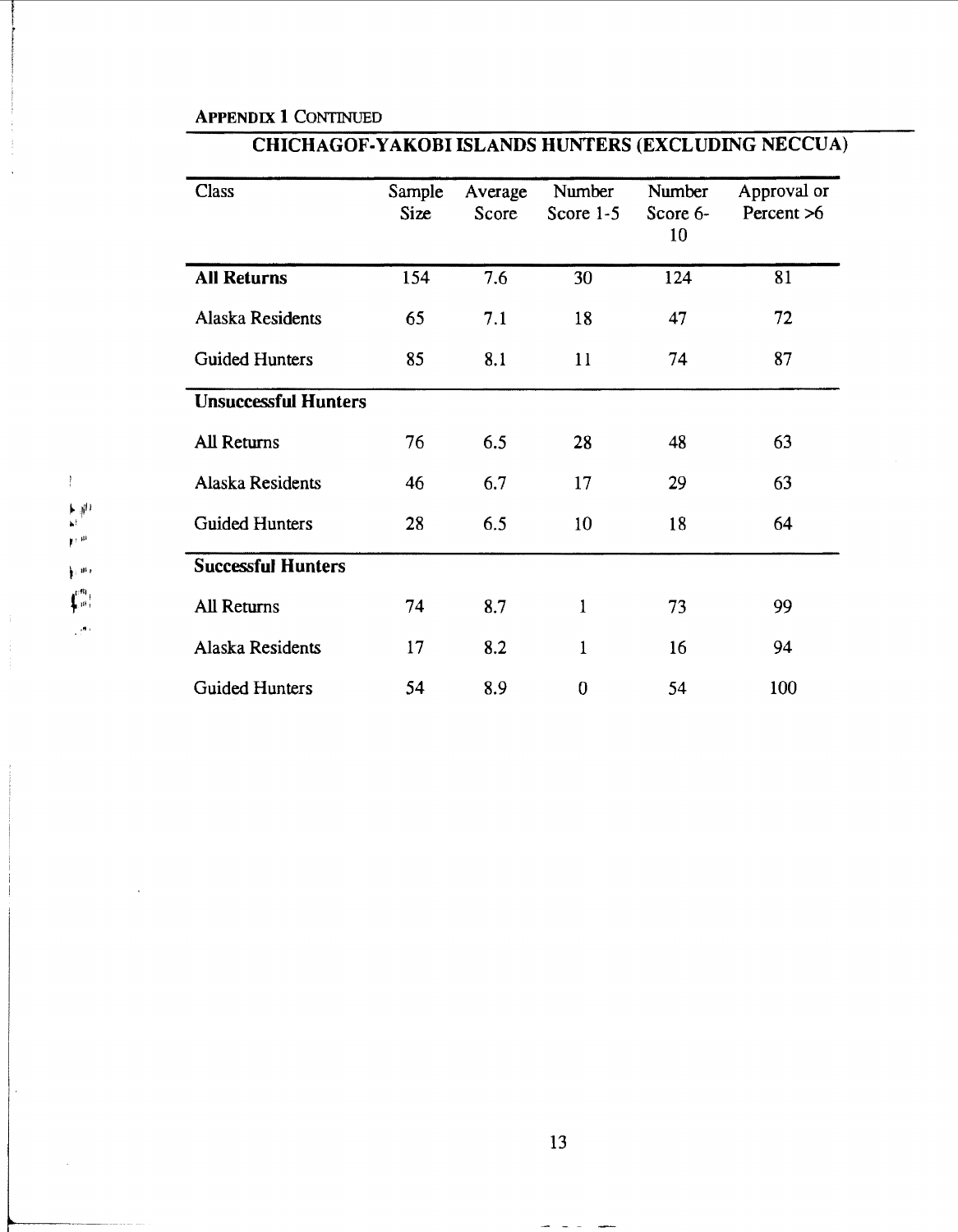**APPENDIX 1 CONTINUED**

## CHICHAGOF-YAKOBI ISLANDS HUNTERS (EXCLUDING NECCUA)

| Class | Sample Size | Average Score | Number Score 1-5 | Number Score 6-10 | Approval or Percent >6 |
|---|---|---|---|---|---|
| **All Returns** | 154 | 7.6 | 30 | 124 | 81 |
| Alaska Residents | 65 | 7.1 | 18 | 47 | 72 |
| Guided Hunters | 85 | 8.1 | 11 | 74 | 87 |
| **Unsuccessful Hunters** | | | | | |
| All Returns | 76 | 6.5 | 28 | 48 | 63 |
| Alaska Residents | 46 | 6.7 | 17 | 29 | 63 |
| Guided Hunters | 28 | 6.5 | 10 | 18 | 64 |
| **Successful Hunters** | | | | | |
| All Returns | 74 | 8.7 | 1 | 73 | 99 |
| Alaska Residents | 17 | 8.2 | 1 | 16 | 94 |
| Guided Hunters | 54 | 8.9 | 0 | 54 | 100 |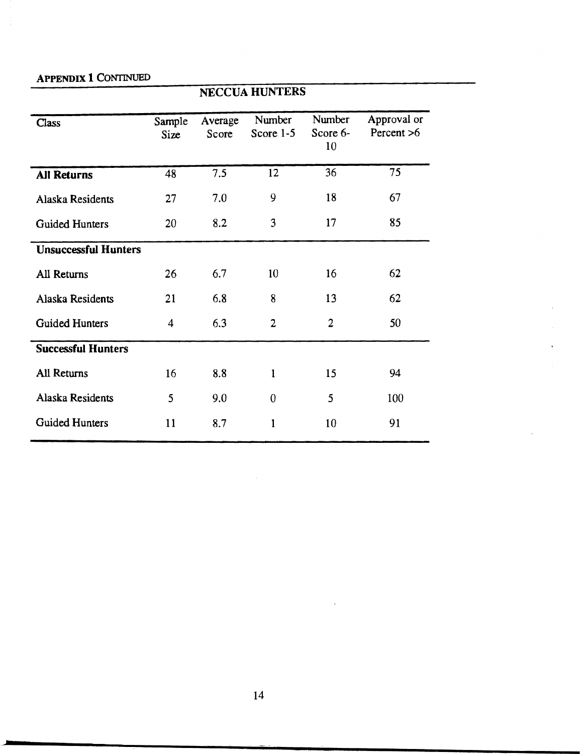**APPENDIX 1 CONTINUED**

## NECCUA HUNTERS

| Class | Sample Size | Average Score | Number Score 1-5 | Number Score 6-10 | Approval or Percent >6 |
|---|---|---|---|---|---|
| **All Returns** | 48 | 7.5 | 12 | 36 | 75 |
| Alaska Residents | 27 | 7.0 | 9 | 18 | 67 |
| Guided Hunters | 20 | 8.2 | 3 | 17 | 85 |
| **Unsuccessful Hunters** | | | | | |
| All Returns | 26 | 6.7 | 10 | 16 | 62 |
| Alaska Residents | 21 | 6.8 | 8 | 13 | 62 |
| Guided Hunters | 4 | 6.3 | 2 | 2 | 50 |
| **Successful Hunters** | | | | | |
| All Returns | 16 | 8.8 | 1 | 15 | 94 |
| Alaska Residents | 5 | 9.0 | 0 | 5 | 100 |
| Guided Hunters | 11 | 8.7 | 1 | 10 | 91 |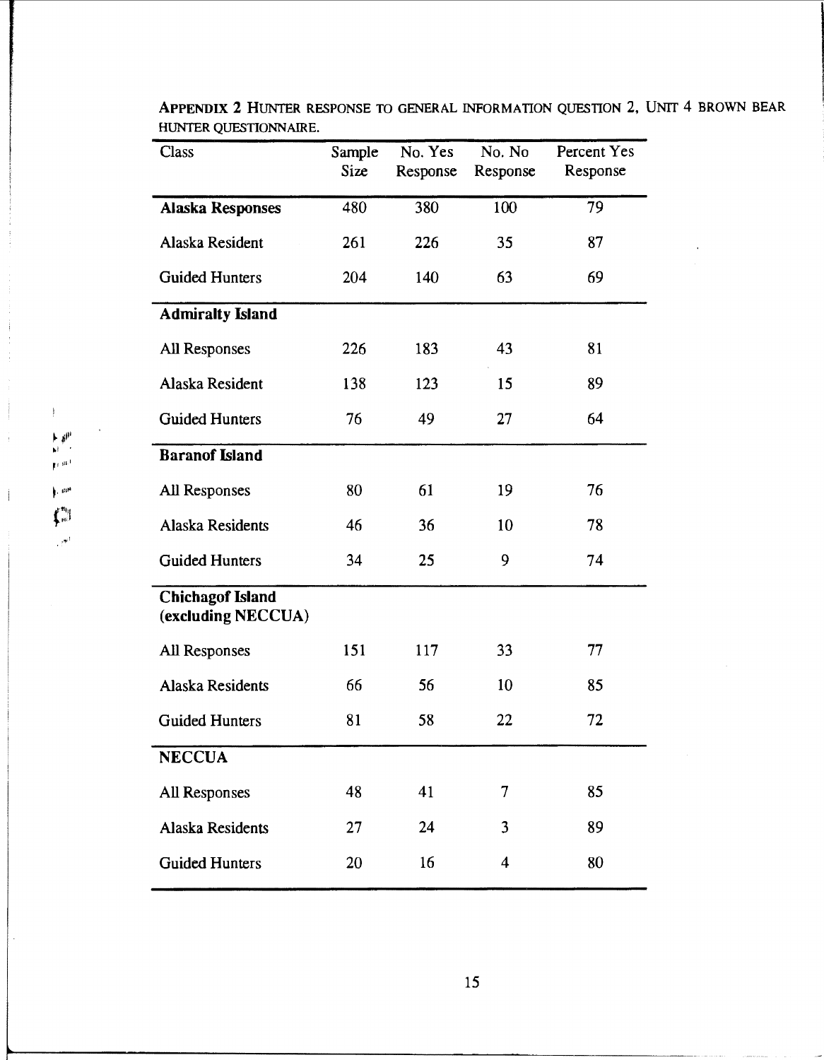**APPENDIX 2** HUNTER RESPONSE TO GENERAL INFORMATION QUESTION 2, UNIT 4 BROWN BEAR HUNTER QUESTIONNAIRE.

| Class | Sample Size | No. Yes Response | No. No Response | Percent Yes Response |
|---|---|---|---|---|
| **Alaska Responses** | 480 | 380 | 100 | 79 |
| Alaska Resident | 261 | 226 | 35 | 87 |
| Guided Hunters | 204 | 140 | 63 | 69 |
| **Admiralty Island** | | | | |
| All Responses | 226 | 183 | 43 | 81 |
| Alaska Resident | 138 | 123 | 15 | 89 |
| Guided Hunters | 76 | 49 | 27 | 64 |
| **Baranof Island** | | | | |
| All Responses | 80 | 61 | 19 | 76 |
| Alaska Residents | 46 | 36 | 10 | 78 |
| Guided Hunters | 34 | 25 | 9 | 74 |
| **Chichagof Island (excluding NECCUA)** | | | | |
| All Responses | 151 | 117 | 33 | 77 |
| Alaska Residents | 66 | 56 | 10 | 85 |
| Guided Hunters | 81 | 58 | 22 | 72 |
| **NECCUA** | | | | |
| All Responses | 48 | 41 | 7 | 85 |
| Alaska Residents | 27 | 24 | 3 | 89 |
| Guided Hunters | 20 | 16 | 4 | 80 |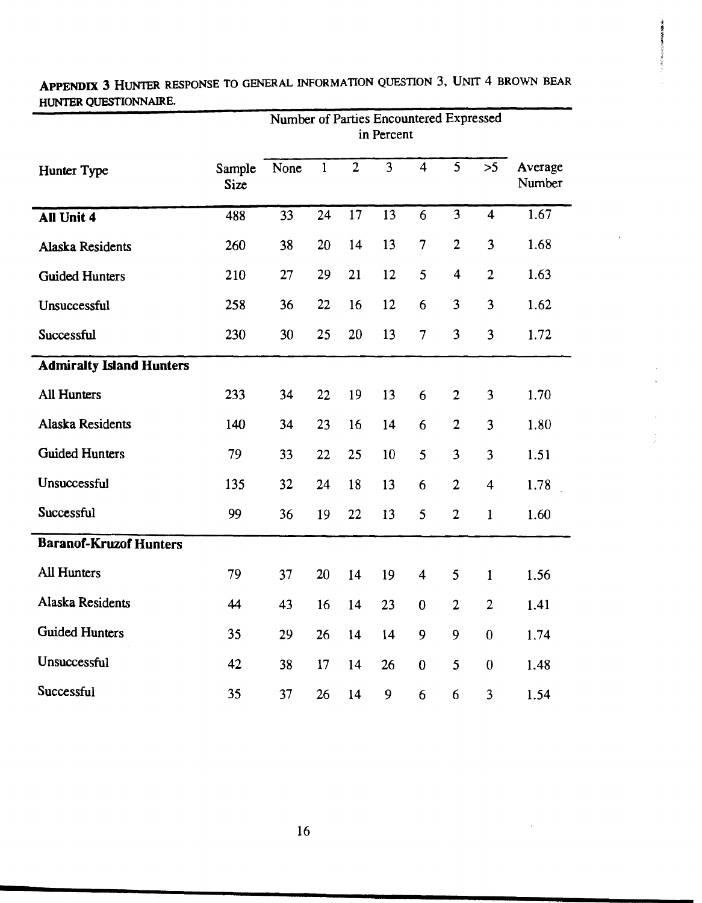**APPENDIX 3 HUNTER RESPONSE TO GENERAL INFORMATION QUESTION 3, UNIT 4 BROWN BEAR HUNTER QUESTIONNAIRE.**

| | | Number of Parties Encountered Expressed in Percent | | | | | | | |
|---|---|---|---|---|---|---|---|---|---|
| Hunter Type | Sample Size | None | 1 | 2 | 3 | 4 | 5 | >5 | Average Number |
| **All Unit 4** | 488 | 33 | 24 | 17 | 13 | 6 | 3 | 4 | 1.67 |
| Alaska Residents | 260 | 38 | 20 | 14 | 13 | 7 | 2 | 3 | 1.68 |
| Guided Hunters | 210 | 27 | 29 | 21 | 12 | 5 | 4 | 2 | 1.63 |
| Unsuccessful | 258 | 36 | 22 | 16 | 12 | 6 | 3 | 3 | 1.62 |
| Successful | 230 | 30 | 25 | 20 | 13 | 7 | 3 | 3 | 1.72 |
| **Admiralty Island Hunters** | | | | | | | | | |
| All Hunters | 233 | 34 | 22 | 19 | 13 | 6 | 2 | 3 | 1.70 |
| Alaska Residents | 140 | 34 | 23 | 16 | 14 | 6 | 2 | 3 | 1.80 |
| Guided Hunters | 79 | 33 | 22 | 25 | 10 | 5 | 3 | 3 | 1.51 |
| Unsuccessful | 135 | 32 | 24 | 18 | 13 | 6 | 2 | 4 | 1.78 |
| Successful | 99 | 36 | 19 | 22 | 13 | 5 | 2 | 1 | 1.60 |
| **Baranof-Kruzof Hunters** | | | | | | | | | |
| All Hunters | 79 | 37 | 20 | 14 | 19 | 4 | 5 | 1 | 1.56 |
| Alaska Residents | 44 | 43 | 16 | 14 | 23 | 0 | 2 | 2 | 1.41 |
| Guided Hunters | 35 | 29 | 26 | 14 | 14 | 9 | 9 | 0 | 1.74 |
| Unsuccessful | 42 | 38 | 17 | 14 | 26 | 0 | 5 | 0 | 1.48 |
| Successful | 35 | 37 | 26 | 14 | 9 | 6 | 6 | 3 | 1.54 |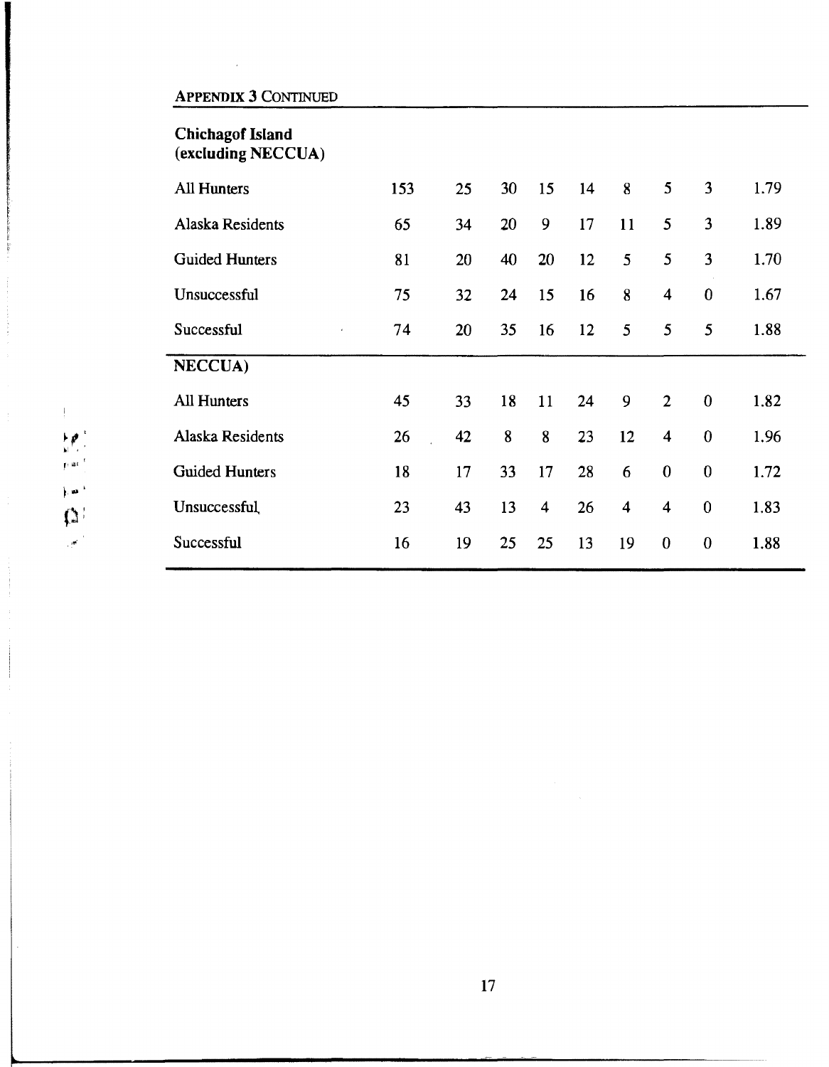**APPENDIX 3 CONTINUED**

| **Chichagof Island (excluding NECCUA)** | | | | | | | | | |
|---|---|---|---|---|---|---|---|---|---|
| All Hunters | 153 | 25 | 30 | 15 | 14 | 8 | 5 | 3 | 1.79 |
| Alaska Residents | 65 | 34 | 20 | 9 | 17 | 11 | 5 | 3 | 1.89 |
| Guided Hunters | 81 | 20 | 40 | 20 | 12 | 5 | 5 | 3 | 1.70 |
| Unsuccessful | 75 | 32 | 24 | 15 | 16 | 8 | 4 | 0 | 1.67 |
| Successful | 74 | 20 | 35 | 16 | 12 | 5 | 5 | 5 | 1.88 |
| **NECCUA)** | | | | | | | | | |
| All Hunters | 45 | 33 | 18 | 11 | 24 | 9 | 2 | 0 | 1.82 |
| Alaska Residents | 26 | 42 | 8 | 8 | 23 | 12 | 4 | 0 | 1.96 |
| Guided Hunters | 18 | 17 | 33 | 17 | 28 | 6 | 0 | 0 | 1.72 |
| Unsuccessful | 23 | 43 | 13 | 4 | 26 | 4 | 4 | 0 | 1.83 |
| Successful | 16 | 19 | 25 | 25 | 13 | 19 | 0 | 0 | 1.88 |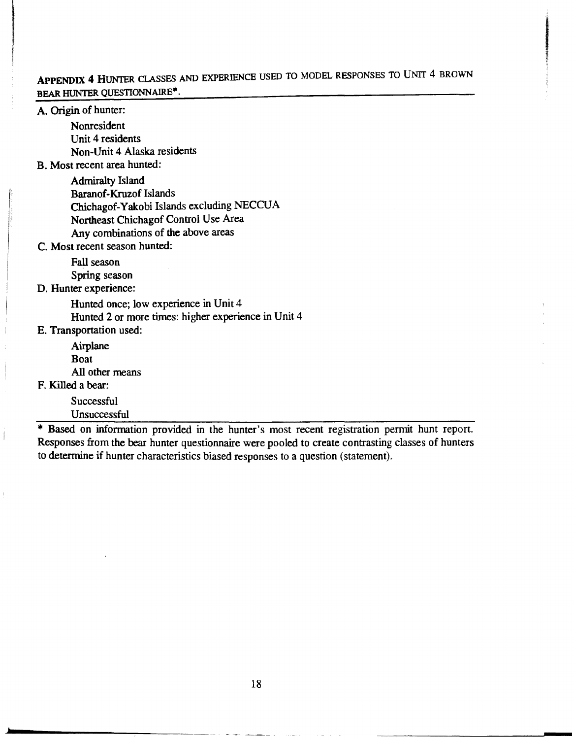## APPENDIX 4 HUNTER CLASSES AND EXPERIENCE USED TO MODEL RESPONSES TO UNIT 4 BROWN BEAR HUNTER QUESTIONNAIRE*.

A. Origin of hunter:
- Nonresident
- Unit 4 residents
- Non-Unit 4 Alaska residents

B. Most recent area hunted:
- Admiralty Island
- Baranof-Kruzof Islands
- Chichagof-Yakobi Islands excluding NECCUA
- Northeast Chichagof Control Use Area
- Any combinations of the above areas

C. Most recent season hunted:
- Fall season
- Spring season

D. Hunter experience:
- Hunted once; low experience in Unit 4
- Hunted 2 or more times: higher experience in Unit 4

E. Transportation used:
- Airplane
- Boat
- All other means

F. Killed a bear:
- Successful
- Unsuccessful

* Based on information provided in the hunter's most recent registration permit hunt report. Responses from the bear hunter questionnaire were pooled to create contrasting classes of hunters to determine if hunter characteristics biased responses to a question (statement).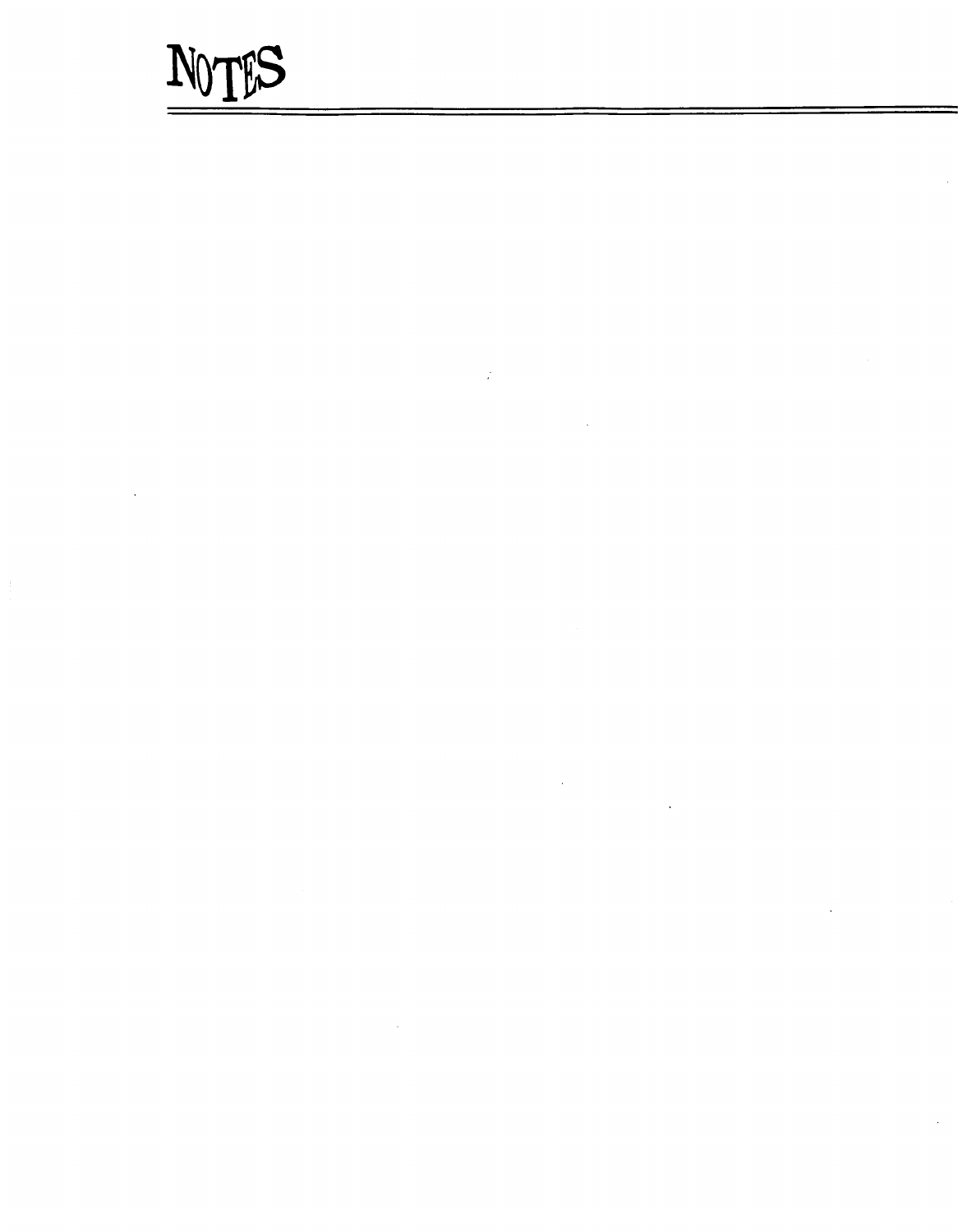# NOTES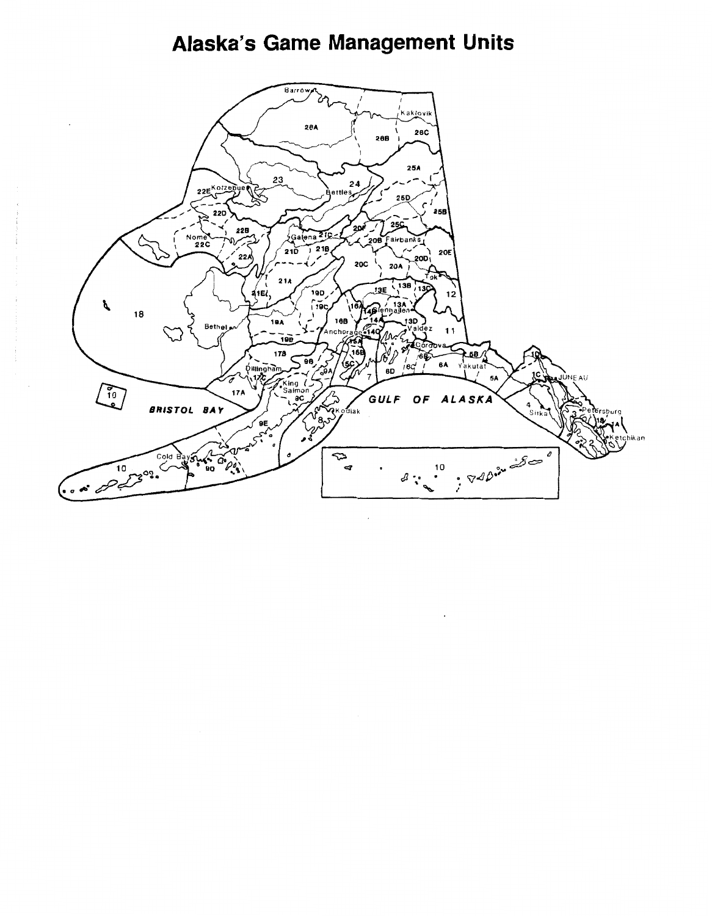# Alaska's Game Management Units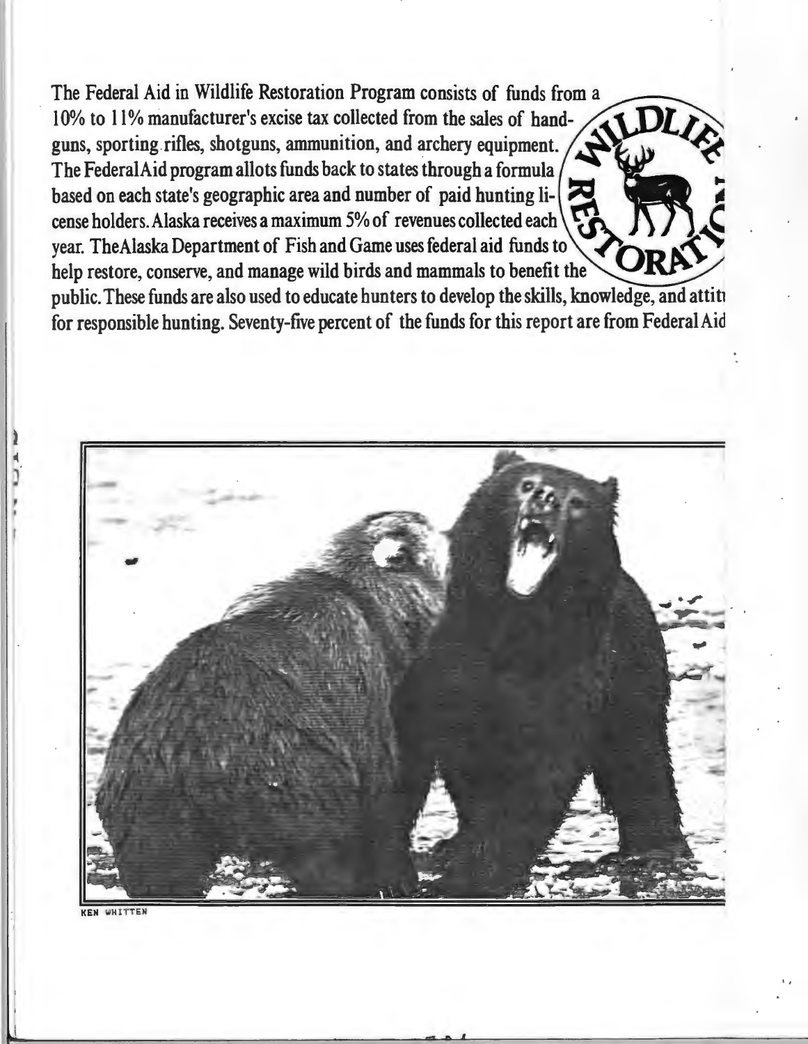The Federal Aid in Wildlife Restoration Program consists of funds from a 10% to 11% manufacturer's excise tax collected from the sales of handguns, sporting rifles, shotguns, ammunition, and archery equipment. The Federal Aid program allots funds back to states through a formula based on each state's geographic area and number of paid hunting license holders. Alaska receives a maximum 5% of revenues collected each year. The Alaska Department of Fish and Game uses federal aid funds to help restore, conserve, and manage wild birds and mammals to benefit the public. These funds are also used to educate hunters to develop the skills, knowledge, and attit for responsible hunting. Seventy-five percent of the funds for this report are from Federal Aid

KEN WHITTEN